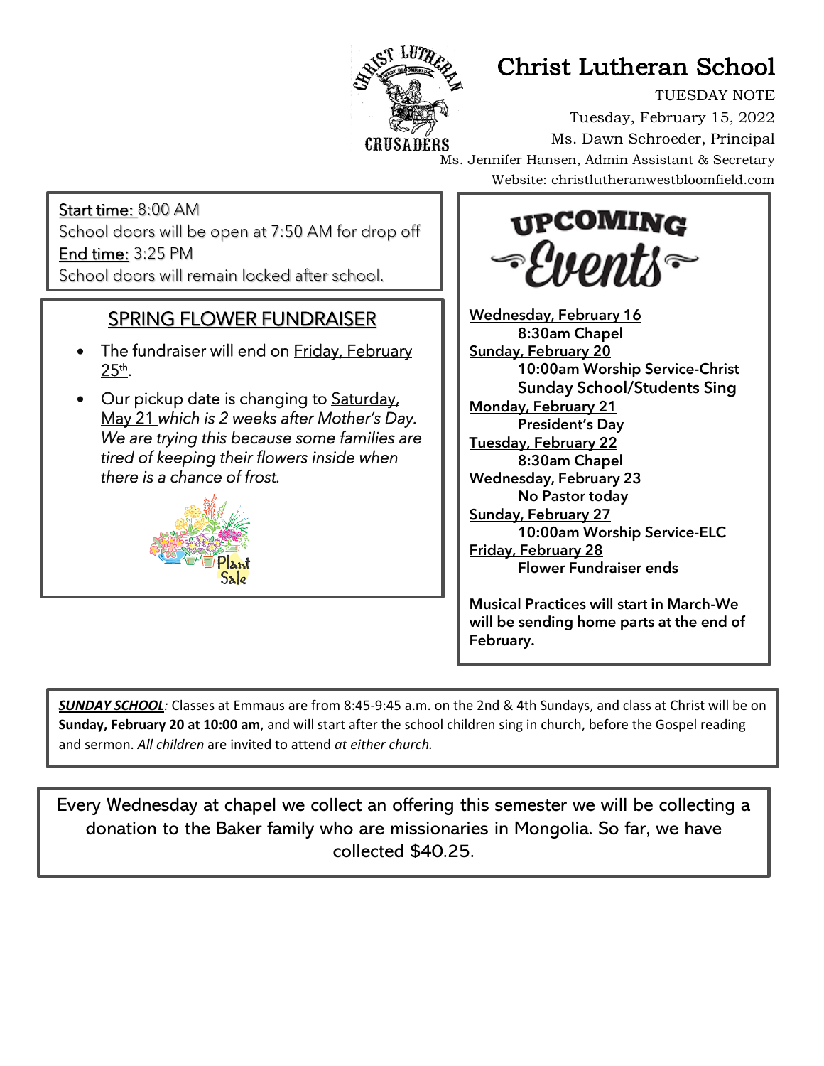# Christ Lutheran School

TUESDAY NOTE

Tuesday, February 15, 2022

Ms. Dawn Schroeder, Principal

Ms. Jennifer Hansen, Admin Assistant & Secretary

Website: christlutheranwestbloomfield.com

Start time: 8:00 AM

School doors will be open at 7:50 AM for drop off

End time: 3:25 PM

School doors will remain locked after school.

## SPRING FLOWER FUNDRAISER

- The fundraiser will end on Friday, February 25th.
- Our pickup date is changing to Saturday, May 21 *which is 2 weeks after Mother's Day. We are trying this because some families are tired of keeping their flowers inside when there is a chance of frost.*

Plant Sale

## UPCOMING Events

**Wednesday, February 16**
  **8:30am Chapel**

**Sunday, February 20**
  **10:00am Worship Service-Christ**
  **Sunday School/Students Sing**

**Monday, February 21**
  **President's Day**

**Tuesday, February 22**
  **8:30am Chapel**

**Wednesday, February 23**
  **No Pastor today**

**Sunday, February 27**
  **10:00am Worship Service-ELC**

**Friday, February 28**
  **Flower Fundraiser ends**

**Musical Practices will start in March-We will be sending home parts at the end of February.**

***SUNDAY SCHOOL***: Classes at Emmaus are from 8:45-9:45 a.m. on the 2nd & 4th Sundays, and class at Christ will be on **Sunday, February 20 at 10:00 am**, and will start after the school children sing in church, before the Gospel reading and sermon. *All children* are invited to attend *at either church.*

Every Wednesday at chapel we collect an offering this semester we will be collecting a donation to the Baker family who are missionaries in Mongolia. So far, we have collected $40.25.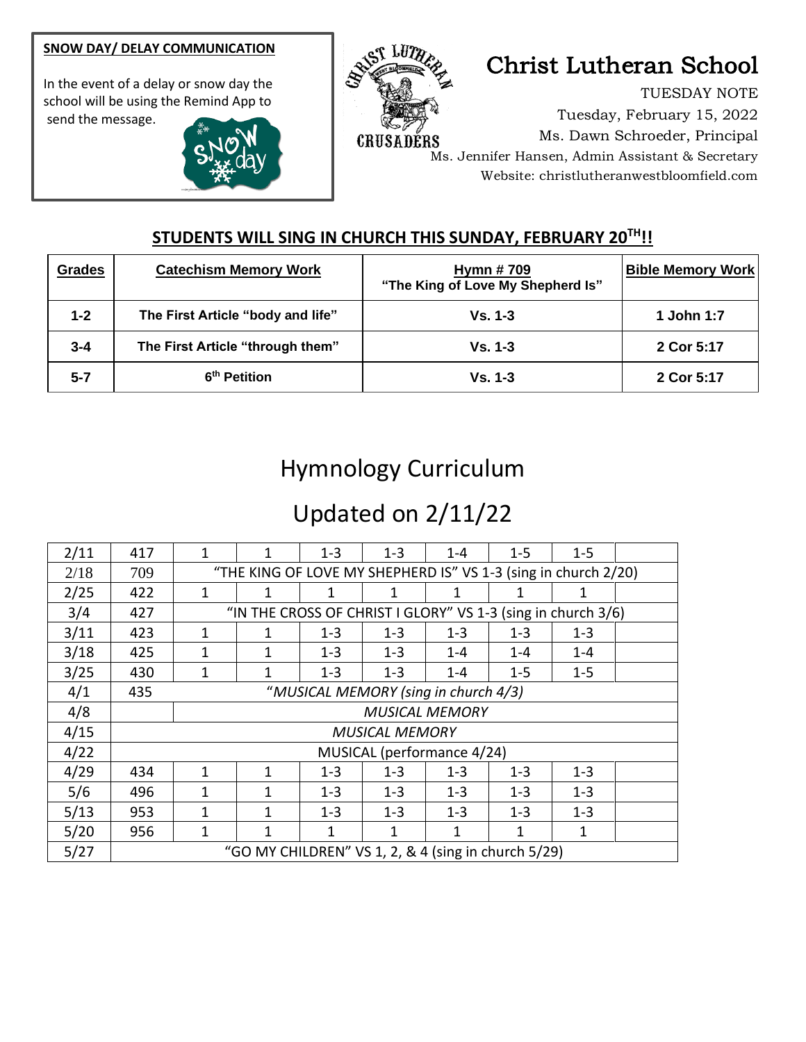**SNOW DAY/ DELAY COMMUNICATION**

In the event of a delay or snow day the school will be using the Remind App to send the message.

# Christ Lutheran School

TUESDAY NOTE
Tuesday, February 15, 2022
Ms. Dawn Schroeder, Principal
Ms. Jennifer Hansen, Admin Assistant & Secretary
Website: christlutheranwestbloomfield.com

## STUDENTS WILL SING IN CHURCH THIS SUNDAY, FEBRUARY 20TH!!

| Grades | Catechism Memory Work | Hymn # 709 "The King of Love My Shepherd Is" | Bible Memory Work |
|---|---|---|---|
| 1-2 | The First Article "body and life" | Vs. 1-3 | 1 John 1:7 |
| 3-4 | The First Article "through them" | Vs. 1-3 | 2 Cor 5:17 |
| 5-7 | 6th Petition | Vs. 1-3 | 2 Cor 5:17 |

## Hymnology Curriculum

## Updated on 2/11/22

| | | | | | | | | | |
|---|---|---|---|---|---|---|---|---|---|
| 2/11 | 417 | 1 | 1 | 1-3 | 1-3 | 1-4 | 1-5 | 1-5 | |
| 2/18 | 709 | "THE KING OF LOVE MY SHEPHERD IS" VS 1-3 (sing in church 2/20) | | | | | | | |
| 2/25 | 422 | 1 | 1 | 1 | 1 | 1 | 1 | 1 | |
| 3/4 | 427 | "IN THE CROSS OF CHRIST I GLORY" VS 1-3 (sing in church 3/6) | | | | | | | |
| 3/11 | 423 | 1 | 1 | 1-3 | 1-3 | 1-3 | 1-3 | 1-3 | |
| 3/18 | 425 | 1 | 1 | 1-3 | 1-3 | 1-4 | 1-4 | 1-4 | |
| 3/25 | 430 | 1 | 1 | 1-3 | 1-3 | 1-4 | 1-5 | 1-5 | |
| 4/1 | 435 | *"MUSICAL MEMORY (sing in church 4/3)* | | | | | | | |
| 4/8 | | *MUSICAL MEMORY* | | | | | | | |
| 4/15 | *MUSICAL MEMORY* | | | | | | | | |
| 4/22 | MUSICAL (performance 4/24) | | | | | | | | |
| 4/29 | 434 | 1 | 1 | 1-3 | 1-3 | 1-3 | 1-3 | 1-3 | |
| 5/6 | 496 | 1 | 1 | 1-3 | 1-3 | 1-3 | 1-3 | 1-3 | |
| 5/13 | 953 | 1 | 1 | 1-3 | 1-3 | 1-3 | 1-3 | 1-3 | |
| 5/20 | 956 | 1 | 1 | 1 | 1 | 1 | 1 | 1 | |
| 5/27 | "GO MY CHILDREN" VS 1, 2, & 4 (sing in church 5/29) | | | | | | | | |